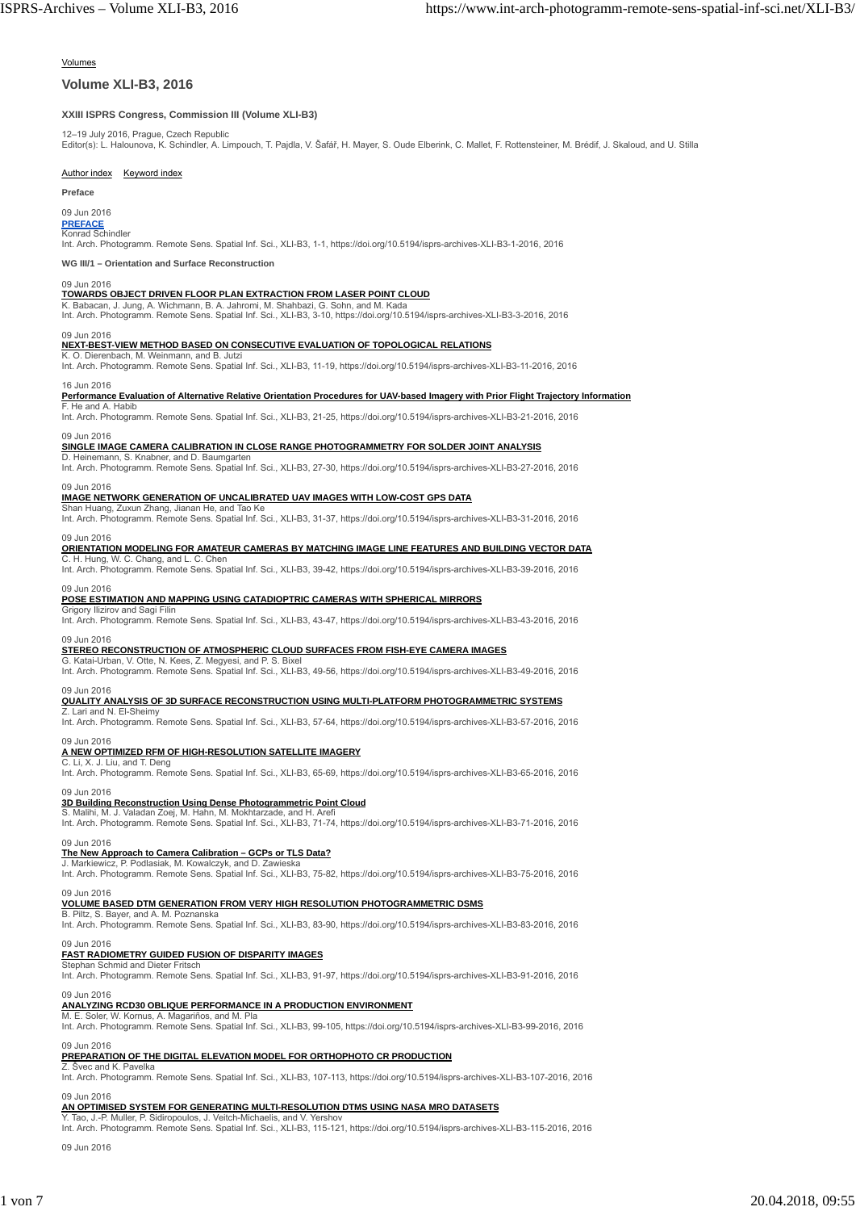Volumes

# Volume XLI-B3, 2016

**XXIII ISPRS Congress, Commission III (Volume XLI-B3)**

12–19 July 2016, Prague, Czech Republic
Editor(s): L. Halounova, K. Schindler, A. Limpouch, T. Pajdla, V. Šafář, H. Mayer, S. Oude Elberink, C. Mallet, F. Rottensteiner, M. Brédif, J. Skaloud, and U. Stilla

Author index  Keyword index

**Preface**

09 Jun 2016
**PREFACE**
Konrad Schindler
Int. Arch. Photogramm. Remote Sens. Spatial Inf. Sci., XLI-B3, 1-1, https://doi.org/10.5194/isprs-archives-XLI-B3-1-2016, 2016

**WG III/1 – Orientation and Surface Reconstruction**

09 Jun 2016
**TOWARDS OBJECT DRIVEN FLOOR PLAN EXTRACTION FROM LASER POINT CLOUD**
K. Babacan, J. Jung, A. Wichmann, B. A. Jahromi, M. Shahbazi, G. Sohn, and M. Kada
Int. Arch. Photogramm. Remote Sens. Spatial Inf. Sci., XLI-B3, 3-10, https://doi.org/10.5194/isprs-archives-XLI-B3-3-2016, 2016

09 Jun 2016
**NEXT-BEST-VIEW METHOD BASED ON CONSECUTIVE EVALUATION OF TOPOLOGICAL RELATIONS**
K. O. Dierenbach, M. Weinmann, and B. Jutzi
Int. Arch. Photogramm. Remote Sens. Spatial Inf. Sci., XLI-B3, 11-19, https://doi.org/10.5194/isprs-archives-XLI-B3-11-2016, 2016

16 Jun 2016
**Performance Evaluation of Alternative Relative Orientation Procedures for UAV-based Imagery with Prior Flight Trajectory Information**
F. He and A. Habib
Int. Arch. Photogramm. Remote Sens. Spatial Inf. Sci., XLI-B3, 21-25, https://doi.org/10.5194/isprs-archives-XLI-B3-21-2016, 2016

09 Jun 2016
**SINGLE IMAGE CAMERA CALIBRATION IN CLOSE RANGE PHOTOGRAMMETRY FOR SOLDER JOINT ANALYSIS**
D. Heinemann, S. Knabner, and D. Baumgarten
Int. Arch. Photogramm. Remote Sens. Spatial Inf. Sci., XLI-B3, 27-30, https://doi.org/10.5194/isprs-archives-XLI-B3-27-2016, 2016

09 Jun 2016
**IMAGE NETWORK GENERATION OF UNCALIBRATED UAV IMAGES WITH LOW-COST GPS DATA**
Shan Huang, Zuxun Zhang, Jianan He, and Tao Ke
Int. Arch. Photogramm. Remote Sens. Spatial Inf. Sci., XLI-B3, 31-37, https://doi.org/10.5194/isprs-archives-XLI-B3-31-2016, 2016

09 Jun 2016
**ORIENTATION MODELING FOR AMATEUR CAMERAS BY MATCHING IMAGE LINE FEATURES AND BUILDING VECTOR DATA**
C. H. Hung, W. C. Chang, and L. C. Chen
Int. Arch. Photogramm. Remote Sens. Spatial Inf. Sci., XLI-B3, 39-42, https://doi.org/10.5194/isprs-archives-XLI-B3-39-2016, 2016

09 Jun 2016
**POSE ESTIMATION AND MAPPING USING CATADIOPTRIC CAMERAS WITH SPHERICAL MIRRORS**
Grigory Ilizirov and Sagi Filin
Int. Arch. Photogramm. Remote Sens. Spatial Inf. Sci., XLI-B3, 43-47, https://doi.org/10.5194/isprs-archives-XLI-B3-43-2016, 2016

09 Jun 2016
**STEREO RECONSTRUCTION OF ATMOSPHERIC CLOUD SURFACES FROM FISH-EYE CAMERA IMAGES**
G. Katai-Urban, V. Otte, N. Kees, Z. Megyesi, and P. S. Bixel
Int. Arch. Photogramm. Remote Sens. Spatial Inf. Sci., XLI-B3, 49-56, https://doi.org/10.5194/isprs-archives-XLI-B3-49-2016, 2016

09 Jun 2016
**QUALITY ANALYSIS OF 3D SURFACE RECONSTRUCTION USING MULTI-PLATFORM PHOTOGRAMMETRIC SYSTEMS**
Z. Lari and N. El-Sheimy
Int. Arch. Photogramm. Remote Sens. Spatial Inf. Sci., XLI-B3, 57-64, https://doi.org/10.5194/isprs-archives-XLI-B3-57-2016, 2016

09 Jun 2016
**A NEW OPTIMIZED RFM OF HIGH-RESOLUTION SATELLITE IMAGERY**
C. Li, X. J. Liu, and T. Deng
Int. Arch. Photogramm. Remote Sens. Spatial Inf. Sci., XLI-B3, 65-69, https://doi.org/10.5194/isprs-archives-XLI-B3-65-2016, 2016

09 Jun 2016
**3D Building Reconstruction Using Dense Photogrammetric Point Cloud**
S. Malihi, M. J. Valadan Zoej, M. Hahn, M. Mokhtarzade, and H. Arefi
Int. Arch. Photogramm. Remote Sens. Spatial Inf. Sci., XLI-B3, 71-74, https://doi.org/10.5194/isprs-archives-XLI-B3-71-2016, 2016

09 Jun 2016
**The New Approach to Camera Calibration – GCPs or TLS Data?**
J. Markiewicz, P. Podlasiak, M. Kowalczyk, and D. Zawieska
Int. Arch. Photogramm. Remote Sens. Spatial Inf. Sci., XLI-B3, 75-82, https://doi.org/10.5194/isprs-archives-XLI-B3-75-2016, 2016

09 Jun 2016
**VOLUME BASED DTM GENERATION FROM VERY HIGH RESOLUTION PHOTOGRAMMETRIC DSMS**
B. Piltz, S. Bayer, and A. M. Poznanska
Int. Arch. Photogramm. Remote Sens. Spatial Inf. Sci., XLI-B3, 83-90, https://doi.org/10.5194/isprs-archives-XLI-B3-83-2016, 2016

09 Jun 2016
**FAST RADIOMETRY GUIDED FUSION OF DISPARITY IMAGES**
Stephan Schmid and Dieter Fritsch
Int. Arch. Photogramm. Remote Sens. Spatial Inf. Sci., XLI-B3, 91-97, https://doi.org/10.5194/isprs-archives-XLI-B3-91-2016, 2016

09 Jun 2016
**ANALYZING RCD30 OBLIQUE PERFORMANCE IN A PRODUCTION ENVIRONMENT**
M. E. Soler, W. Kornus, A. Magariños, and M. Pla
Int. Arch. Photogramm. Remote Sens. Spatial Inf. Sci., XLI-B3, 99-105, https://doi.org/10.5194/isprs-archives-XLI-B3-99-2016, 2016

09 Jun 2016
**PREPARATION OF THE DIGITAL ELEVATION MODEL FOR ORTHOPHOTO CR PRODUCTION**
Z. Švec and K. Pavelka
Int. Arch. Photogramm. Remote Sens. Spatial Inf. Sci., XLI-B3, 107-113, https://doi.org/10.5194/isprs-archives-XLI-B3-107-2016, 2016

09 Jun 2016
**AN OPTIMISED SYSTEM FOR GENERATING MULTI-RESOLUTION DTMS USING NASA MRO DATASETS**
Y. Tao, J.-P. Muller, P. Sidiropoulos, J. Veitch-Michaelis, and V. Yershov
Int. Arch. Photogramm. Remote Sens. Spatial Inf. Sci., XLI-B3, 115-121, https://doi.org/10.5194/isprs-archives-XLI-B3-115-2016, 2016

09 Jun 2016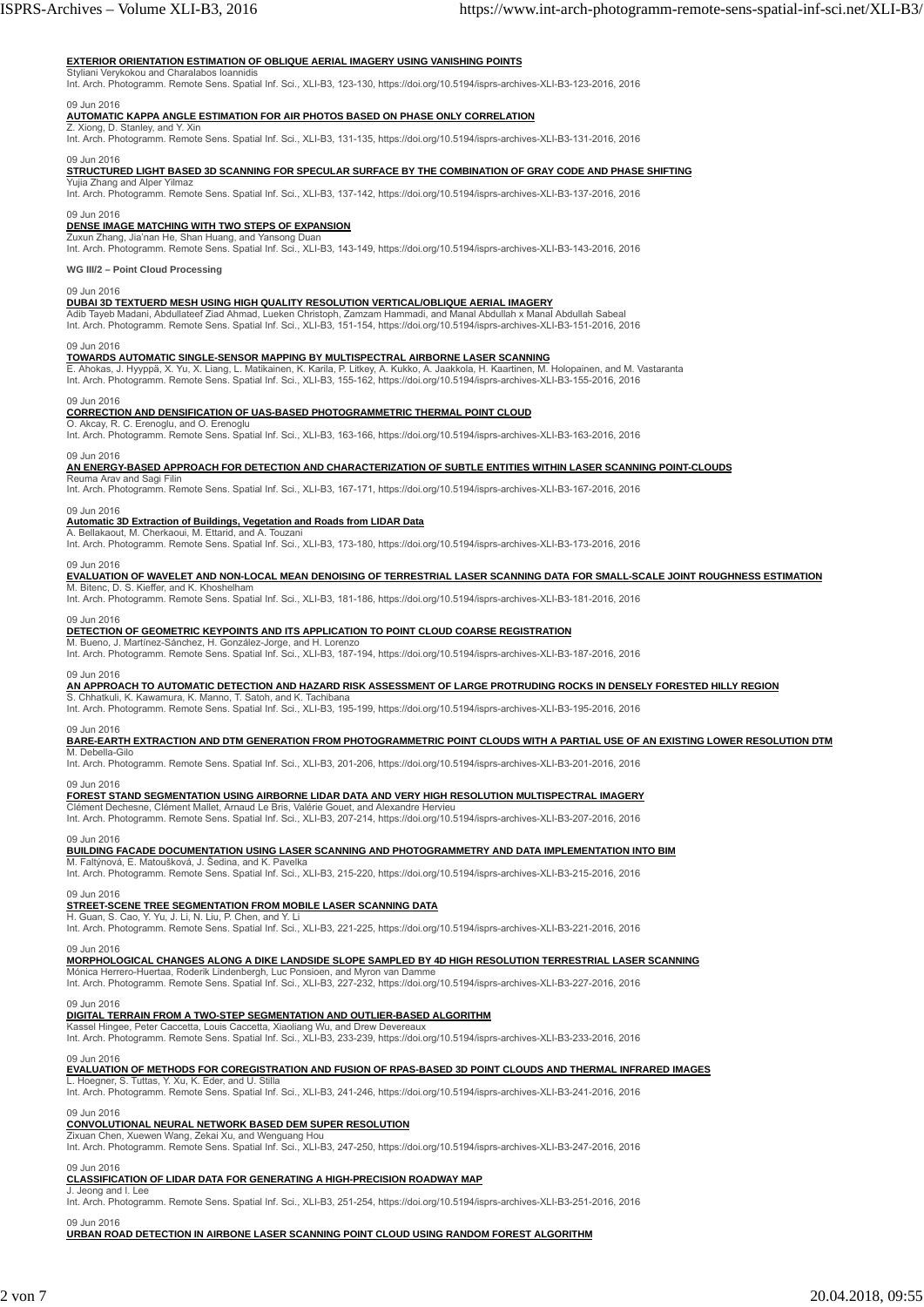**EXTERIOR ORIENTATION ESTIMATION OF OBLIQUE AERIAL IMAGERY USING VANISHING POINTS**
Styliani Verykokou and Charalabos Ioannidis
Int. Arch. Photogramm. Remote Sens. Spatial Inf. Sci., XLI-B3, 123-130, https://doi.org/10.5194/isprs-archives-XLI-B3-123-2016, 2016

09 Jun 2016
**AUTOMATIC KAPPA ANGLE ESTIMATION FOR AIR PHOTOS BASED ON PHASE ONLY CORRELATION**
Z. Xiong, D. Stanley, and Y. Xin
Int. Arch. Photogramm. Remote Sens. Spatial Inf. Sci., XLI-B3, 131-135, https://doi.org/10.5194/isprs-archives-XLI-B3-131-2016, 2016

09 Jun 2016
**STRUCTURED LIGHT BASED 3D SCANNING FOR SPECULAR SURFACE BY THE COMBINATION OF GRAY CODE AND PHASE SHIFTING**
Yujia Zhang and Alper Yilmaz
Int. Arch. Photogramm. Remote Sens. Spatial Inf. Sci., XLI-B3, 137-142, https://doi.org/10.5194/isprs-archives-XLI-B3-137-2016, 2016

09 Jun 2016
**DENSE IMAGE MATCHING WITH TWO STEPS OF EXPANSION**
Zuxun Zhang, Jia'nan He, Shan Huang, and Yansong Duan
Int. Arch. Photogramm. Remote Sens. Spatial Inf. Sci., XLI-B3, 143-149, https://doi.org/10.5194/isprs-archives-XLI-B3-143-2016, 2016

**WG III/2 – Point Cloud Processing**

09 Jun 2016
**DUBAI 3D TEXTUERD MESH USING HIGH QUALITY RESOLUTION VERTICAL/OBLIQUE AERIAL IMAGERY**
Adib Tayeb Madani, Abdullateef Ziad Ahmad, Lueken Christoph, Zamzam Hammadi, and Manal Abdullah x Manal Abdullah Sabeal
Int. Arch. Photogramm. Remote Sens. Spatial Inf. Sci., XLI-B3, 151-154, https://doi.org/10.5194/isprs-archives-XLI-B3-151-2016, 2016

09 Jun 2016
**TOWARDS AUTOMATIC SINGLE-SENSOR MAPPING BY MULTISPECTRAL AIRBORNE LASER SCANNING**
E. Ahokas, J. Hyyppä, X. Yu, X. Liang, L. Matikainen, K. Karila, P. Litkey, A. Kukko, A. Jaakkola, H. Kaartinen, M. Holopainen, and M. Vastaranta
Int. Arch. Photogramm. Remote Sens. Spatial Inf. Sci., XLI-B3, 155-162, https://doi.org/10.5194/isprs-archives-XLI-B3-155-2016, 2016

09 Jun 2016
**CORRECTION AND DENSIFICATION OF UAS-BASED PHOTOGRAMMETRIC THERMAL POINT CLOUD**
O. Akcay, R. C. Erenoglu, and O. Erenoglu
Int. Arch. Photogramm. Remote Sens. Spatial Inf. Sci., XLI-B3, 163-166, https://doi.org/10.5194/isprs-archives-XLI-B3-163-2016, 2016

09 Jun 2016
**AN ENERGY-BASED APPROACH FOR DETECTION AND CHARACTERIZATION OF SUBTLE ENTITIES WITHIN LASER SCANNING POINT-CLOUDS**
Reuma Arav and Sagi Filin
Int. Arch. Photogramm. Remote Sens. Spatial Inf. Sci., XLI-B3, 167-171, https://doi.org/10.5194/isprs-archives-XLI-B3-167-2016, 2016

09 Jun 2016
**Automatic 3D Extraction of Buildings, Vegetation and Roads from LIDAR Data**
A. Bellakaout, M. Cherkaoui, M. Ettarid, and A. Touzani
Int. Arch. Photogramm. Remote Sens. Spatial Inf. Sci., XLI-B3, 173-180, https://doi.org/10.5194/isprs-archives-XLI-B3-173-2016, 2016

09 Jun 2016
**EVALUATION OF WAVELET AND NON-LOCAL MEAN DENOISING OF TERRESTRIAL LASER SCANNING DATA FOR SMALL-SCALE JOINT ROUGHNESS ESTIMATION**
M. Bitenc, D. S. Kieffer, and K. Khoshelham
Int. Arch. Photogramm. Remote Sens. Spatial Inf. Sci., XLI-B3, 181-186, https://doi.org/10.5194/isprs-archives-XLI-B3-181-2016, 2016

09 Jun 2016
**DETECTION OF GEOMETRIC KEYPOINTS AND ITS APPLICATION TO POINT CLOUD COARSE REGISTRATION**
M. Bueno, J. Martínez-Sánchez, H. González-Jorge, and H. Lorenzo
Int. Arch. Photogramm. Remote Sens. Spatial Inf. Sci., XLI-B3, 187-194, https://doi.org/10.5194/isprs-archives-XLI-B3-187-2016, 2016

09 Jun 2016
**AN APPROACH TO AUTOMATIC DETECTION AND HAZARD RISK ASSESSMENT OF LARGE PROTRUDING ROCKS IN DENSELY FORESTED HILLY REGION**
S. Chhatkuli, K. Kawamura, K. Manno, T. Satoh, and K. Tachibana
Int. Arch. Photogramm. Remote Sens. Spatial Inf. Sci., XLI-B3, 195-199, https://doi.org/10.5194/isprs-archives-XLI-B3-195-2016, 2016

09 Jun 2016
**BARE-EARTH EXTRACTION AND DTM GENERATION FROM PHOTOGRAMMETRIC POINT CLOUDS WITH A PARTIAL USE OF AN EXISTING LOWER RESOLUTION DTM**
M. Debella-Gilo
Int. Arch. Photogramm. Remote Sens. Spatial Inf. Sci., XLI-B3, 201-206, https://doi.org/10.5194/isprs-archives-XLI-B3-201-2016, 2016

09 Jun 2016
**FOREST STAND SEGMENTATION USING AIRBORNE LIDAR DATA AND VERY HIGH RESOLUTION MULTISPECTRAL IMAGERY**
Clément Dechesne, Clément Mallet, Arnaud Le Bris, Valérie Gouet, and Alexandre Hervieu
Int. Arch. Photogramm. Remote Sens. Spatial Inf. Sci., XLI-B3, 207-214, https://doi.org/10.5194/isprs-archives-XLI-B3-207-2016, 2016

09 Jun 2016
**BUILDING FACADE DOCUMENTATION USING LASER SCANNING AND PHOTOGRAMMETRY AND DATA IMPLEMENTATION INTO BIM**
M. Faltýnová, E. Matoušková, J. Šedina, and K. Pavelka
Int. Arch. Photogramm. Remote Sens. Spatial Inf. Sci., XLI-B3, 215-220, https://doi.org/10.5194/isprs-archives-XLI-B3-215-2016, 2016

09 Jun 2016
**STREET-SCENE TREE SEGMENTATION FROM MOBILE LASER SCANNING DATA**
H. Guan, S. Cao, Y. Yu, J. Li, N. Liu, P. Chen, and Y. Li
Int. Arch. Photogramm. Remote Sens. Spatial Inf. Sci., XLI-B3, 221-225, https://doi.org/10.5194/isprs-archives-XLI-B3-221-2016, 2016

09 Jun 2016
**MORPHOLOGICAL CHANGES ALONG A DIKE LANDSIDE SLOPE SAMPLED BY 4D HIGH RESOLUTION TERRESTRIAL LASER SCANNING**
Mónica Herrero-Huertaa, Roderik Lindenbergh, Luc Ponsioen, and Myron van Damme
Int. Arch. Photogramm. Remote Sens. Spatial Inf. Sci., XLI-B3, 227-232, https://doi.org/10.5194/isprs-archives-XLI-B3-227-2016, 2016

09 Jun 2016
**DIGITAL TERRAIN FROM A TWO-STEP SEGMENTATION AND OUTLIER-BASED ALGORITHM**
Kassel Hingee, Peter Caccetta, Louis Caccetta, Xiaoliang Wu, and Drew Devereaux
Int. Arch. Photogramm. Remote Sens. Spatial Inf. Sci., XLI-B3, 233-239, https://doi.org/10.5194/isprs-archives-XLI-B3-233-2016, 2016

09 Jun 2016
**EVALUATION OF METHODS FOR COREGISTRATION AND FUSION OF RPAS-BASED 3D POINT CLOUDS AND THERMAL INFRARED IMAGES**
L. Hoegner, S. Tuttas, Y. Xu, K. Eder, and U. Stilla
Int. Arch. Photogramm. Remote Sens. Spatial Inf. Sci., XLI-B3, 241-246, https://doi.org/10.5194/isprs-archives-XLI-B3-241-2016, 2016

09 Jun 2016
**CONVOLUTIONAL NEURAL NETWORK BASED DEM SUPER RESOLUTION**
Zixuan Chen, Xuewen Wang, Zekai Xu, and Wenguang Hou
Int. Arch. Photogramm. Remote Sens. Spatial Inf. Sci., XLI-B3, 247-250, https://doi.org/10.5194/isprs-archives-XLI-B3-247-2016, 2016

09 Jun 2016
**CLASSIFICATION OF LIDAR DATA FOR GENERATING A HIGH-PRECISION ROADWAY MAP**
J. Jeong and I. Lee
Int. Arch. Photogramm. Remote Sens. Spatial Inf. Sci., XLI-B3, 251-254, https://doi.org/10.5194/isprs-archives-XLI-B3-251-2016, 2016

09 Jun 2016
**URBAN ROAD DETECTION IN AIRBONE LASER SCANNING POINT CLOUD USING RANDOM FOREST ALGORITHM**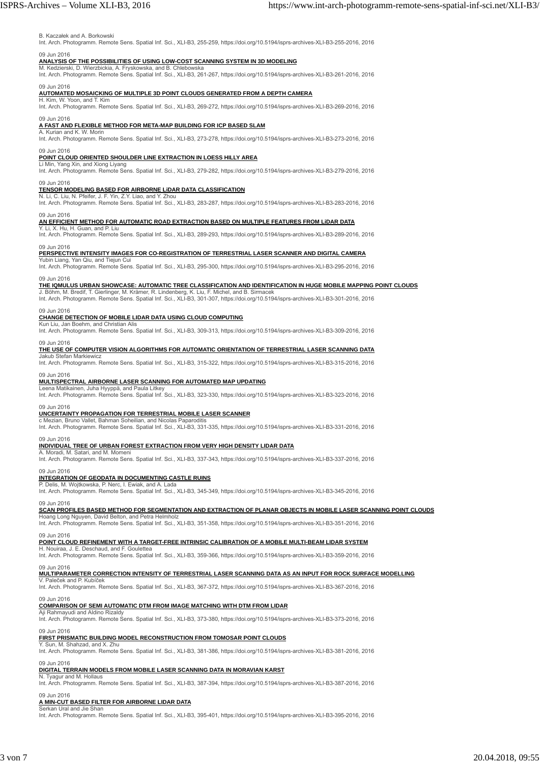B. Kaczałek and A. Borkowski
Int. Arch. Photogramm. Remote Sens. Spatial Inf. Sci., XLI-B3, 255-259, https://doi.org/10.5194/isprs-archives-XLI-B3-255-2016, 2016

09 Jun 2016
**ANALYSIS OF THE POSSIBILITIES OF USING LOW-COST SCANNING SYSTEM IN 3D MODELING**
M. Kedzierski, D. Wierzbickia, A. Fryskowska, and B. Chlebowska
Int. Arch. Photogramm. Remote Sens. Spatial Inf. Sci., XLI-B3, 261-267, https://doi.org/10.5194/isprs-archives-XLI-B3-261-2016, 2016

09 Jun 2016
**AUTOMATED MOSAICKING OF MULTIPLE 3D POINT CLOUDS GENERATED FROM A DEPTH CAMERA**
H. Kim, W. Yoon, and T. Kim
Int. Arch. Photogramm. Remote Sens. Spatial Inf. Sci., XLI-B3, 269-272, https://doi.org/10.5194/isprs-archives-XLI-B3-269-2016, 2016

09 Jun 2016
**A FAST AND FLEXIBLE METHOD FOR META-MAP BUILDING FOR ICP BASED SLAM**
A. Kurian and K. W. Morin
Int. Arch. Photogramm. Remote Sens. Spatial Inf. Sci., XLI-B3, 273-278, https://doi.org/10.5194/isprs-archives-XLI-B3-273-2016, 2016

09 Jun 2016
**POINT CLOUD ORIENTED SHOULDER LINE EXTRACTION IN LOESS HILLY AREA**
Li Min, Yang Xin, and Xiong Liyang
Int. Arch. Photogramm. Remote Sens. Spatial Inf. Sci., XLI-B3, 279-282, https://doi.org/10.5194/isprs-archives-XLI-B3-279-2016, 2016

09 Jun 2016
**TENSOR MODELING BASED FOR AIRBORNE LiDAR DATA CLASSIFICATION**
N. Li, C. Liu, N. Pfeifer, J. F. Yin, Z.Y. Liao, and Y. Zhou
Int. Arch. Photogramm. Remote Sens. Spatial Inf. Sci., XLI-B3, 283-287, https://doi.org/10.5194/isprs-archives-XLI-B3-283-2016, 2016

09 Jun 2016
**AN EFFICIENT METHOD FOR AUTOMATIC ROAD EXTRACTION BASED ON MULTIPLE FEATURES FROM LiDAR DATA**
Y. Li, X. Hu, H. Guan, and P. Liu
Int. Arch. Photogramm. Remote Sens. Spatial Inf. Sci., XLI-B3, 289-293, https://doi.org/10.5194/isprs-archives-XLI-B3-289-2016, 2016

09 Jun 2016
**PERSPECTIVE INTENSITY IMAGES FOR CO-REGISTRATION OF TERRESTRIAL LASER SCANNER AND DIGITAL CAMERA**
Yubin Liang, Yan Qiu, and Tiejun Cui
Int. Arch. Photogramm. Remote Sens. Spatial Inf. Sci., XLI-B3, 295-300, https://doi.org/10.5194/isprs-archives-XLI-B3-295-2016, 2016

09 Jun 2016
**THE IQMULUS URBAN SHOWCASE: AUTOMATIC TREE CLASSIFICATION AND IDENTIFICATION IN HUGE MOBILE MAPPING POINT CLOUDS**
J. Böhm, M. Bredif, T. Gierlinger, M. Krämer, R. Lindenberg, K. Liu, F. Michel, and B. Sirmacek
Int. Arch. Photogramm. Remote Sens. Spatial Inf. Sci., XLI-B3, 301-307, https://doi.org/10.5194/isprs-archives-XLI-B3-301-2016, 2016

09 Jun 2016
**CHANGE DETECTION OF MOBILE LIDAR DATA USING CLOUD COMPUTING**
Kun Liu, Jan Boehm, and Christian Alis
Int. Arch. Photogramm. Remote Sens. Spatial Inf. Sci., XLI-B3, 309-313, https://doi.org/10.5194/isprs-archives-XLI-B3-309-2016, 2016

09 Jun 2016
**THE USE OF COMPUTER VISION ALGORITHMS FOR AUTOMATIC ORIENTATION OF TERRESTRIAL LASER SCANNING DATA**
Jakub Stefan Markiewicz
Int. Arch. Photogramm. Remote Sens. Spatial Inf. Sci., XLI-B3, 315-322, https://doi.org/10.5194/isprs-archives-XLI-B3-315-2016, 2016

09 Jun 2016
**MULTISPECTRAL AIRBORNE LASER SCANNING FOR AUTOMATED MAP UPDATING**
Leena Matikainen, Juha Hyyppä, and Paula Litkey
Int. Arch. Photogramm. Remote Sens. Spatial Inf. Sci., XLI-B3, 323-330, https://doi.org/10.5194/isprs-archives-XLI-B3-323-2016, 2016

09 Jun 2016
**UNCERTAINTY PROPAGATION FOR TERRESTRIAL MOBILE LASER SCANNER**
c Mezian, Bruno Vallet, Bahman Soheilian, and Nicolas Paparoditis
Int. Arch. Photogramm. Remote Sens. Spatial Inf. Sci., XLI-B3, 331-335, https://doi.org/10.5194/isprs-archives-XLI-B3-331-2016, 2016

09 Jun 2016
**INDIVIDUAL TREE OF URBAN FOREST EXTRACTION FROM VERY HIGH DENSITY LIDAR DATA**
A. Moradi, M. Satari, and M. Momeni
Int. Arch. Photogramm. Remote Sens. Spatial Inf. Sci., XLI-B3, 337-343, https://doi.org/10.5194/isprs-archives-XLI-B3-337-2016, 2016

09 Jun 2016
**INTEGRATION OF GEODATA IN DOCUMENTING CASTLE RUINS**
P. Delis, M. Wojtkowska, P. Nerc, I. Ewiak, and A. Lada
Int. Arch. Photogramm. Remote Sens. Spatial Inf. Sci., XLI-B3, 345-349, https://doi.org/10.5194/isprs-archives-XLI-B3-345-2016, 2016

09 Jun 2016
**SCAN PROFILES BASED METHOD FOR SEGMENTATION AND EXTRACTION OF PLANAR OBJECTS IN MOBILE LASER SCANNING POINT CLOUDS**
Hoang Long Nguyen, David Belton, and Petra Helmholz
Int. Arch. Photogramm. Remote Sens. Spatial Inf. Sci., XLI-B3, 351-358, https://doi.org/10.5194/isprs-archives-XLI-B3-351-2016, 2016

09 Jun 2016
**POINT CLOUD REFINEMENT WITH A TARGET-FREE INTRINSIC CALIBRATION OF A MOBILE MULTI-BEAM LIDAR SYSTEM**
H. Nouiraa, J. E. Deschaud, and F. Goulettea
Int. Arch. Photogramm. Remote Sens. Spatial Inf. Sci., XLI-B3, 359-366, https://doi.org/10.5194/isprs-archives-XLI-B3-359-2016, 2016

09 Jun 2016
**MULTIPARAMETER CORRECTION INTENSITY OF TERRESTRIAL LASER SCANNING DATA AS AN INPUT FOR ROCK SURFACE MODELLING**
V. Paleček and P. Kubíček
Int. Arch. Photogramm. Remote Sens. Spatial Inf. Sci., XLI-B3, 367-372, https://doi.org/10.5194/isprs-archives-XLI-B3-367-2016, 2016

09 Jun 2016
**COMPARISON OF SEMI AUTOMATIC DTM FROM IMAGE MATCHING WITH DTM FROM LIDAR**
Aji Rahmayudi and Aldino Rizaldy
Int. Arch. Photogramm. Remote Sens. Spatial Inf. Sci., XLI-B3, 373-380, https://doi.org/10.5194/isprs-archives-XLI-B3-373-2016, 2016

09 Jun 2016
**FIRST PRISMATIC BUILDING MODEL RECONSTRUCTION FROM TOMOSAR POINT CLOUDS**
Y. Sun, M. Shahzad, and X. Zhu
Int. Arch. Photogramm. Remote Sens. Spatial Inf. Sci., XLI-B3, 381-386, https://doi.org/10.5194/isprs-archives-XLI-B3-381-2016, 2016

09 Jun 2016
**DIGITAL TERRAIN MODELS FROM MOBILE LASER SCANNING DATA IN MORAVIAN KARST**
N. Tyagur and M. Hollaus
Int. Arch. Photogramm. Remote Sens. Spatial Inf. Sci., XLI-B3, 387-394, https://doi.org/10.5194/isprs-archives-XLI-B3-387-2016, 2016

09 Jun 2016
**A MIN-CUT BASED FILTER FOR AIRBORNE LIDAR DATA**
Serkan Ural and Jie Shan
Int. Arch. Photogramm. Remote Sens. Spatial Inf. Sci., XLI-B3, 395-401, https://doi.org/10.5194/isprs-archives-XLI-B3-395-2016, 2016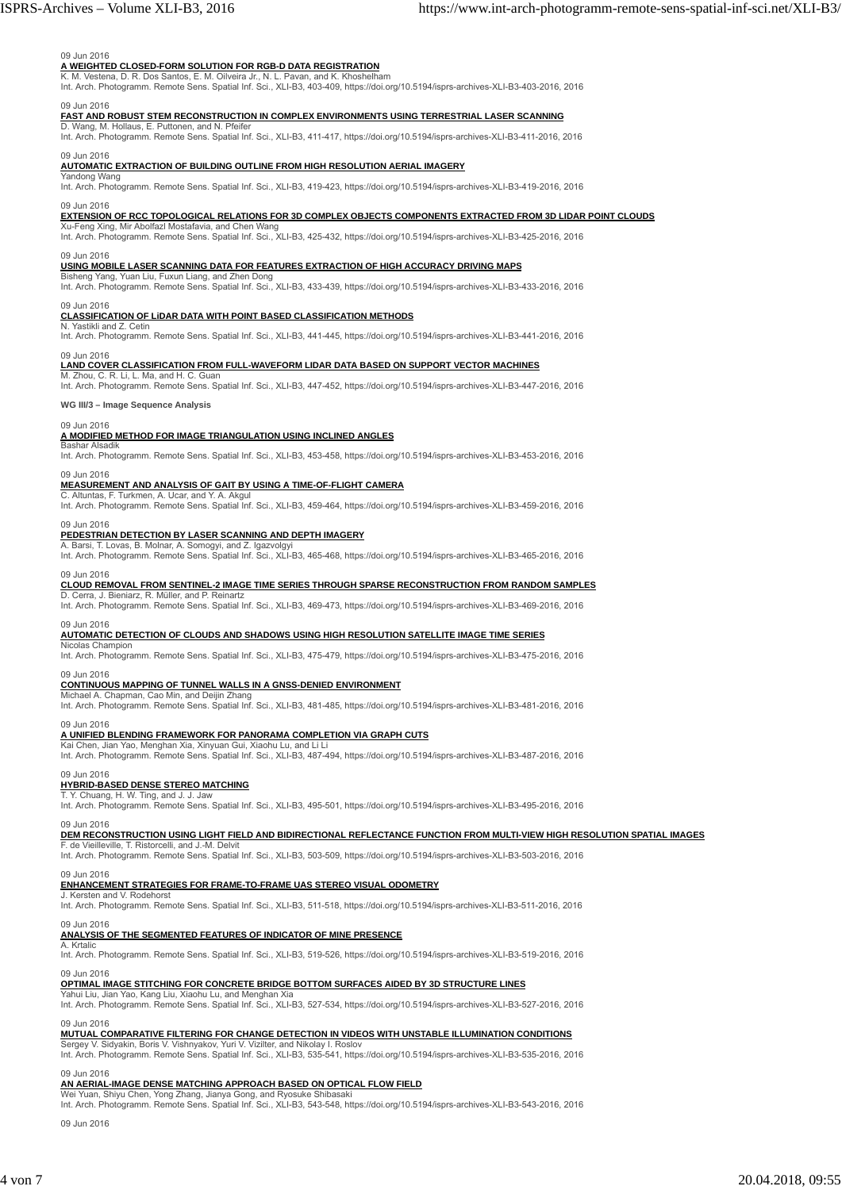09 Jun 2016

**A WEIGHTED CLOSED-FORM SOLUTION FOR RGB-D DATA REGISTRATION**

K. M. Vestena, D. R. Dos Santos, E. M. Oilveira Jr., N. L. Pavan, and K. Khoshelham

Int. Arch. Photogramm. Remote Sens. Spatial Inf. Sci., XLI-B3, 403-409, https://doi.org/10.5194/isprs-archives-XLI-B3-403-2016, 2016

09 Jun 2016

**FAST AND ROBUST STEM RECONSTRUCTION IN COMPLEX ENVIRONMENTS USING TERRESTRIAL LASER SCANNING**

D. Wang, M. Hollaus, E. Puttonen, and N. Pfeifer

Int. Arch. Photogramm. Remote Sens. Spatial Inf. Sci., XLI-B3, 411-417, https://doi.org/10.5194/isprs-archives-XLI-B3-411-2016, 2016

09 Jun 2016

**AUTOMATIC EXTRACTION OF BUILDING OUTLINE FROM HIGH RESOLUTION AERIAL IMAGERY**

Yandong Wang

Int. Arch. Photogramm. Remote Sens. Spatial Inf. Sci., XLI-B3, 419-423, https://doi.org/10.5194/isprs-archives-XLI-B3-419-2016, 2016

09 Jun 2016

**EXTENSION OF RCC TOPOLOGICAL RELATIONS FOR 3D COMPLEX OBJECTS COMPONENTS EXTRACTED FROM 3D LIDAR POINT CLOUDS**

Xu-Feng Xing, Mir Abolfazl Mostafavia, and Chen Wang

Int. Arch. Photogramm. Remote Sens. Spatial Inf. Sci., XLI-B3, 425-432, https://doi.org/10.5194/isprs-archives-XLI-B3-425-2016, 2016

09 Jun 2016

**USING MOBILE LASER SCANNING DATA FOR FEATURES EXTRACTION OF HIGH ACCURACY DRIVING MAPS**

Bisheng Yang, Yuan Liu, Fuxun Liang, and Zhen Dong

Int. Arch. Photogramm. Remote Sens. Spatial Inf. Sci., XLI-B3, 433-439, https://doi.org/10.5194/isprs-archives-XLI-B3-433-2016, 2016

09 Jun 2016

**CLASSIFICATION OF LiDAR DATA WITH POINT BASED CLASSIFICATION METHODS**

N. Yastikli and Z. Cetin

Int. Arch. Photogramm. Remote Sens. Spatial Inf. Sci., XLI-B3, 441-445, https://doi.org/10.5194/isprs-archives-XLI-B3-441-2016, 2016

09 Jun 2016

**LAND COVER CLASSIFICATION FROM FULL-WAVEFORM LIDAR DATA BASED ON SUPPORT VECTOR MACHINES**

M. Zhou, C. R. Li, L. Ma, and H. C. Guan

Int. Arch. Photogramm. Remote Sens. Spatial Inf. Sci., XLI-B3, 447-452, https://doi.org/10.5194/isprs-archives-XLI-B3-447-2016, 2016

**WG III/3 – Image Sequence Analysis**

09 Jun 2016

**A MODIFIED METHOD FOR IMAGE TRIANGULATION USING INCLINED ANGLES**

Bashar Alsadik

Int. Arch. Photogramm. Remote Sens. Spatial Inf. Sci., XLI-B3, 453-458, https://doi.org/10.5194/isprs-archives-XLI-B3-453-2016, 2016

09 Jun 2016

**MEASUREMENT AND ANALYSIS OF GAIT BY USING A TIME-OF-FLIGHT CAMERA**

C. Altuntas, F. Turkmen, A. Ucar, and Y. A. Akgul

Int. Arch. Photogramm. Remote Sens. Spatial Inf. Sci., XLI-B3, 459-464, https://doi.org/10.5194/isprs-archives-XLI-B3-459-2016, 2016

09 Jun 2016

**PEDESTRIAN DETECTION BY LASER SCANNING AND DEPTH IMAGERY**

A. Barsi, T. Lovas, B. Molnar, A. Somogyi, and Z. Igazvolgyi

Int. Arch. Photogramm. Remote Sens. Spatial Inf. Sci., XLI-B3, 465-468, https://doi.org/10.5194/isprs-archives-XLI-B3-465-2016, 2016

09 Jun 2016

**CLOUD REMOVAL FROM SENTINEL-2 IMAGE TIME SERIES THROUGH SPARSE RECONSTRUCTION FROM RANDOM SAMPLES**

D. Cerra, J. Bieniarz, R. Müller, and P. Reinartz

Int. Arch. Photogramm. Remote Sens. Spatial Inf. Sci., XLI-B3, 469-473, https://doi.org/10.5194/isprs-archives-XLI-B3-469-2016, 2016

09 Jun 2016

**AUTOMATIC DETECTION OF CLOUDS AND SHADOWS USING HIGH RESOLUTION SATELLITE IMAGE TIME SERIES**

Nicolas Champion

Int. Arch. Photogramm. Remote Sens. Spatial Inf. Sci., XLI-B3, 475-479, https://doi.org/10.5194/isprs-archives-XLI-B3-475-2016, 2016

09 Jun 2016

**CONTINUOUS MAPPING OF TUNNEL WALLS IN A GNSS-DENIED ENVIRONMENT**

Michael A. Chapman, Cao Min, and Deijin Zhang

Int. Arch. Photogramm. Remote Sens. Spatial Inf. Sci., XLI-B3, 481-485, https://doi.org/10.5194/isprs-archives-XLI-B3-481-2016, 2016

09 Jun 2016

**A UNIFIED BLENDING FRAMEWORK FOR PANORAMA COMPLETION VIA GRAPH CUTS**

Kai Chen, Jian Yao, Menghan Xia, Xinyuan Gui, Xiaohu Lu, and Li Li

Int. Arch. Photogramm. Remote Sens. Spatial Inf. Sci., XLI-B3, 487-494, https://doi.org/10.5194/isprs-archives-XLI-B3-487-2016, 2016

09 Jun 2016

**HYBRID-BASED DENSE STEREO MATCHING**

T. Y. Chuang, H. W. Ting, and J. J. Jaw

Int. Arch. Photogramm. Remote Sens. Spatial Inf. Sci., XLI-B3, 495-501, https://doi.org/10.5194/isprs-archives-XLI-B3-495-2016, 2016

09 Jun 2016

**DEM RECONSTRUCTION USING LIGHT FIELD AND BIDIRECTIONAL REFLECTANCE FUNCTION FROM MULTI-VIEW HIGH RESOLUTION SPATIAL IMAGES**

F. de Vieilleville, T. Ristorcelli, and J.-M. Delvit

Int. Arch. Photogramm. Remote Sens. Spatial Inf. Sci., XLI-B3, 503-509, https://doi.org/10.5194/isprs-archives-XLI-B3-503-2016, 2016

09 Jun 2016

**ENHANCEMENT STRATEGIES FOR FRAME-TO-FRAME UAS STEREO VISUAL ODOMETRY**

J. Kersten and V. Rodehorst

Int. Arch. Photogramm. Remote Sens. Spatial Inf. Sci., XLI-B3, 511-518, https://doi.org/10.5194/isprs-archives-XLI-B3-511-2016, 2016

09 Jun 2016

**ANALYSIS OF THE SEGMENTED FEATURES OF INDICATOR OF MINE PRESENCE**

A. Krtalic

Int. Arch. Photogramm. Remote Sens. Spatial Inf. Sci., XLI-B3, 519-526, https://doi.org/10.5194/isprs-archives-XLI-B3-519-2016, 2016

09 Jun 2016

**OPTIMAL IMAGE STITCHING FOR CONCRETE BRIDGE BOTTOM SURFACES AIDED BY 3D STRUCTURE LINES**

Yahui Liu, Jian Yao, Kang Liu, Xiaohu Lu, and Menghan Xia

Int. Arch. Photogramm. Remote Sens. Spatial Inf. Sci., XLI-B3, 527-534, https://doi.org/10.5194/isprs-archives-XLI-B3-527-2016, 2016

09 Jun 2016

**MUTUAL COMPARATIVE FILTERING FOR CHANGE DETECTION IN VIDEOS WITH UNSTABLE ILLUMINATION CONDITIONS**

Sergey V. Sidyakin, Boris V. Vishnyakov, Yuri V. Vizilter, and Nikolay I. Roslov

Int. Arch. Photogramm. Remote Sens. Spatial Inf. Sci., XLI-B3, 535-541, https://doi.org/10.5194/isprs-archives-XLI-B3-535-2016, 2016

09 Jun 2016

**AN AERIAL-IMAGE DENSE MATCHING APPROACH BASED ON OPTICAL FLOW FIELD**

Wei Yuan, Shiyu Chen, Yong Zhang, Jianya Gong, and Ryosuke Shibasaki

Int. Arch. Photogramm. Remote Sens. Spatial Inf. Sci., XLI-B3, 543-548, https://doi.org/10.5194/isprs-archives-XLI-B3-543-2016, 2016

09 Jun 2016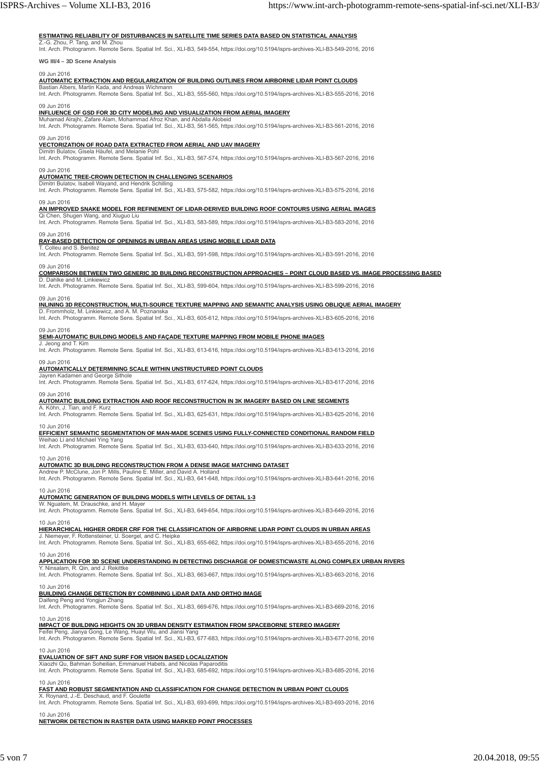**ESTIMATING RELIABILITY OF DISTURBANCES IN SATELLITE TIME SERIES DATA BASED ON STATISTICAL ANALYSIS**
Z.-G. Zhou, P. Tang, and M. Zhou
Int. Arch. Photogramm. Remote Sens. Spatial Inf. Sci., XLI-B3, 549-554, https://doi.org/10.5194/isprs-archives-XLI-B3-549-2016, 2016

**WG III/4 – 3D Scene Analysis**

09 Jun 2016
**AUTOMATIC EXTRACTION AND REGULARIZATION OF BUILDING OUTLINES FROM AIRBORNE LIDAR POINT CLOUDS**
Bastian Albers, Martin Kada, and Andreas Wichmann
Int. Arch. Photogramm. Remote Sens. Spatial Inf. Sci., XLI-B3, 555-560, https://doi.org/10.5194/isprs-archives-XLI-B3-555-2016, 2016

09 Jun 2016
**INFLUENCE OF GSD FOR 3D CITY MODELING AND VISUALIZATION FROM AERIAL IMAGERY**
Muhamad Alrajhi, Zafare Alam, Mohammad Afroz Khan, and Abdalla Alobeid
Int. Arch. Photogramm. Remote Sens. Spatial Inf. Sci., XLI-B3, 561-565, https://doi.org/10.5194/isprs-archives-XLI-B3-561-2016, 2016

09 Jun 2016
**VECTORIZATION OF ROAD DATA EXTRACTED FROM AERIAL AND UAV IMAGERY**
Dimitri Bulatov, Gisela Häufel, and Melanie Pohl
Int. Arch. Photogramm. Remote Sens. Spatial Inf. Sci., XLI-B3, 567-574, https://doi.org/10.5194/isprs-archives-XLI-B3-567-2016, 2016

09 Jun 2016
**AUTOMATIC TREE-CROWN DETECTION IN CHALLENGING SCENARIOS**
Dimitri Bulatov, Isabell Wayand, and Hendrik Schilling
Int. Arch. Photogramm. Remote Sens. Spatial Inf. Sci., XLI-B3, 575-582, https://doi.org/10.5194/isprs-archives-XLI-B3-575-2016, 2016

09 Jun 2016
**AN IMPROVED SNAKE MODEL FOR REFINEMENT OF LIDAR-DERIVED BUILDING ROOF CONTOURS USING AERIAL IMAGES**
Qi Chen, Shugen Wang, and Xiuguo Liu
Int. Arch. Photogramm. Remote Sens. Spatial Inf. Sci., XLI-B3, 583-589, https://doi.org/10.5194/isprs-archives-XLI-B3-583-2016, 2016

09 Jun 2016
**RAY-BASED DETECTION OF OPENINGS IN URBAN AREAS USING MOBILE LIDAR DATA**
T. Colleu and S. Benitez
Int. Arch. Photogramm. Remote Sens. Spatial Inf. Sci., XLI-B3, 591-598, https://doi.org/10.5194/isprs-archives-XLI-B3-591-2016, 2016

09 Jun 2016
**COMPARISON BETWEEN TWO GENERIC 3D BUILDING RECONSTRUCTION APPROACHES – POINT CLOUD BASED VS. IMAGE PROCESSING BASED**
D. Dahlke and M. Linkiewicz
Int. Arch. Photogramm. Remote Sens. Spatial Inf. Sci., XLI-B3, 599-604, https://doi.org/10.5194/isprs-archives-XLI-B3-599-2016, 2016

09 Jun 2016
**INLINING 3D RECONSTRUCTION, MULTI-SOURCE TEXTURE MAPPING AND SEMANTIC ANALYSIS USING OBLIQUE AERIAL IMAGERY**
D. Frommholz, M. Linkiewicz, and A. M. Poznanska
Int. Arch. Photogramm. Remote Sens. Spatial Inf. Sci., XLI-B3, 605-612, https://doi.org/10.5194/isprs-archives-XLI-B3-605-2016, 2016

09 Jun 2016
**SEMI-AUTOMATIC BUILDING MODELS AND FAÇADE TEXTURE MAPPING FROM MOBILE PHONE IMAGES**
J. Jeong and T. Kim
Int. Arch. Photogramm. Remote Sens. Spatial Inf. Sci., XLI-B3, 613-616, https://doi.org/10.5194/isprs-archives-XLI-B3-613-2016, 2016

09 Jun 2016
**AUTOMATICALLY DETERMINING SCALE WITHIN UNSTRUCTURED POINT CLOUDS**
Jayren Kadamen and George Sithole
Int. Arch. Photogramm. Remote Sens. Spatial Inf. Sci., XLI-B3, 617-624, https://doi.org/10.5194/isprs-archives-XLI-B3-617-2016, 2016

09 Jun 2016
**AUTOMATIC BUILDING EXTRACTION AND ROOF RECONSTRUCTION IN 3K IMAGERY BASED ON LINE SEGMENTS**
A. Köhn, J. Tian, and F. Kurz
Int. Arch. Photogramm. Remote Sens. Spatial Inf. Sci., XLI-B3, 625-631, https://doi.org/10.5194/isprs-archives-XLI-B3-625-2016, 2016

10 Jun 2016
**EFFICIENT SEMANTIC SEGMENTATION OF MAN-MADE SCENES USING FULLY-CONNECTED CONDITIONAL RANDOM FIELD**
Weihao Li and Michael Ying Yang
Int. Arch. Photogramm. Remote Sens. Spatial Inf. Sci., XLI-B3, 633-640, https://doi.org/10.5194/isprs-archives-XLI-B3-633-2016, 2016

10 Jun 2016
**AUTOMATIC 3D BUILDING RECONSTRUCTION FROM A DENSE IMAGE MATCHING DATASET**
Andrew P. McClune, Jon P. Mills, Pauline E. Miller, and David A. Holland
Int. Arch. Photogramm. Remote Sens. Spatial Inf. Sci., XLI-B3, 641-648, https://doi.org/10.5194/isprs-archives-XLI-B3-641-2016, 2016

10 Jun 2016
**AUTOMATIC GENERATION OF BUILDING MODELS WITH LEVELS OF DETAIL 1-3**
W. Nguatem, M. Drauschke, and H. Mayer
Int. Arch. Photogramm. Remote Sens. Spatial Inf. Sci., XLI-B3, 649-654, https://doi.org/10.5194/isprs-archives-XLI-B3-649-2016, 2016

10 Jun 2016
**HIERARCHICAL HIGHER ORDER CRF FOR THE CLASSIFICATION OF AIRBORNE LIDAR POINT CLOUDS IN URBAN AREAS**
J. Niemeyer, F. Rottensteiner, U. Soergel, and C. Heipke
Int. Arch. Photogramm. Remote Sens. Spatial Inf. Sci., XLI-B3, 655-662, https://doi.org/10.5194/isprs-archives-XLI-B3-655-2016, 2016

10 Jun 2016
**APPLICATION FOR 3D SCENE UNDERSTANDING IN DETECTING DISCHARGE OF DOMESTICWASTE ALONG COMPLEX URBAN RIVERS**
Y. Ninsalam, R. Qin, and J. Rekittke
Int. Arch. Photogramm. Remote Sens. Spatial Inf. Sci., XLI-B3, 663-667, https://doi.org/10.5194/isprs-archives-XLI-B3-663-2016, 2016

10 Jun 2016
**BUILDING CHANGE DETECTION BY COMBINING LiDAR DATA AND ORTHO IMAGE**
Daifeng Peng and Yongjun Zhang
Int. Arch. Photogramm. Remote Sens. Spatial Inf. Sci., XLI-B3, 669-676, https://doi.org/10.5194/isprs-archives-XLI-B3-669-2016, 2016

10 Jun 2016
**IMPACT OF BUILDING HEIGHTS ON 3D URBAN DENSITY ESTIMATION FROM SPACEBORNE STEREO IMAGERY**
Feifei Peng, Jianya Gong, Le Wang, Huayi Wu, and Jiansi Yang
Int. Arch. Photogramm. Remote Sens. Spatial Inf. Sci., XLI-B3, 677-683, https://doi.org/10.5194/isprs-archives-XLI-B3-677-2016, 2016

10 Jun 2016
**EVALUATION OF SIFT AND SURF FOR VISION BASED LOCALIZATION**
Xiaozhi Qu, Bahman Soheilian, Emmanuel Habets, and Nicolas Paparoditis
Int. Arch. Photogramm. Remote Sens. Spatial Inf. Sci., XLI-B3, 685-692, https://doi.org/10.5194/isprs-archives-XLI-B3-685-2016, 2016

10 Jun 2016
**FAST AND ROBUST SEGMENTATION AND CLASSIFICATION FOR CHANGE DETECTION IN URBAN POINT CLOUDS**
X. Roynard, J.-E. Deschaud, and F. Goulette
Int. Arch. Photogramm. Remote Sens. Spatial Inf. Sci., XLI-B3, 693-699, https://doi.org/10.5194/isprs-archives-XLI-B3-693-2016, 2016

10 Jun 2016
**NETWORK DETECTION IN RASTER DATA USING MARKED POINT PROCESSES**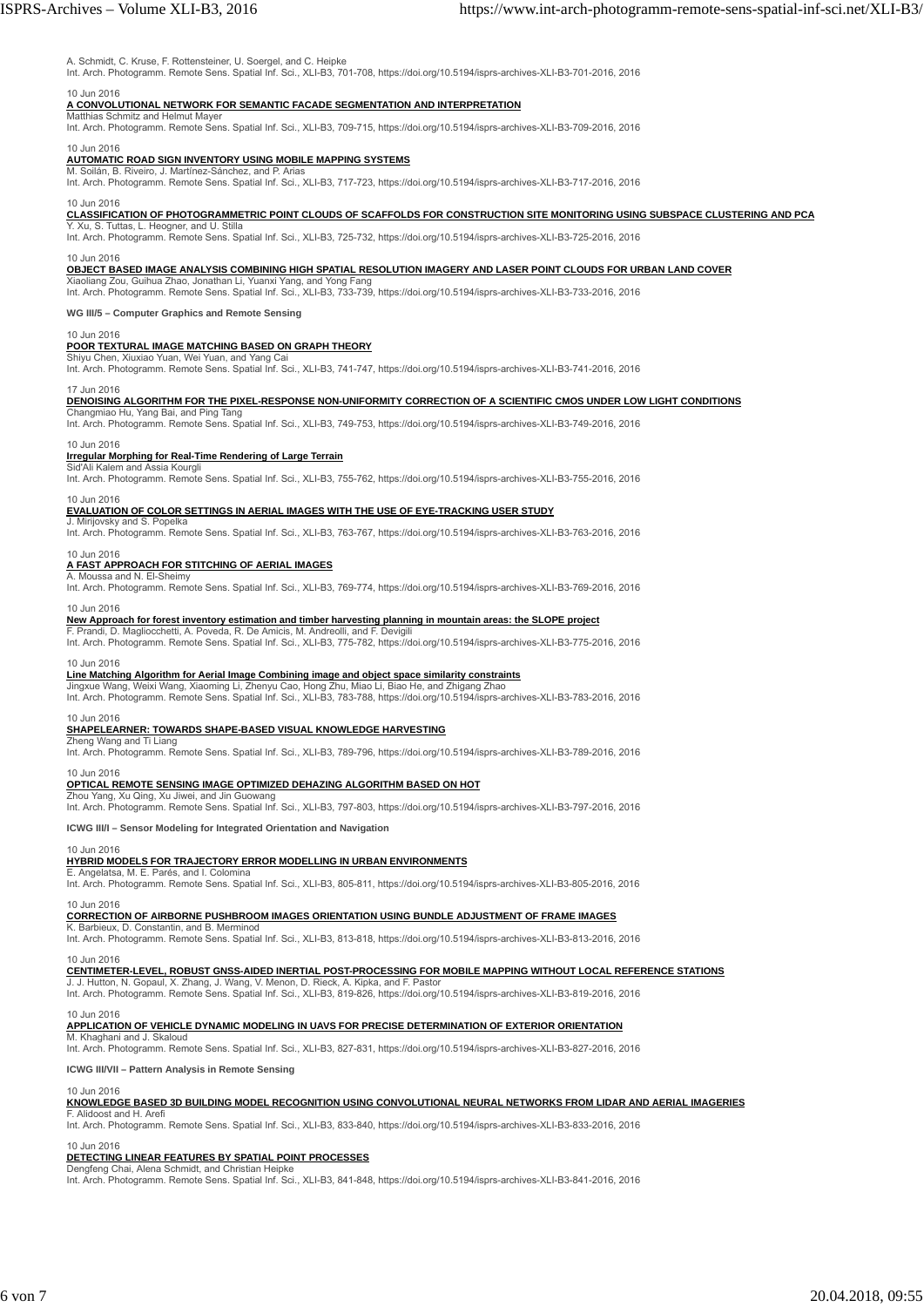A. Schmidt, C. Kruse, F. Rottensteiner, U. Soergel, and C. Heipke
Int. Arch. Photogramm. Remote Sens. Spatial Inf. Sci., XLI-B3, 701-708, https://doi.org/10.5194/isprs-archives-XLI-B3-701-2016, 2016

10 Jun 2016
**A CONVOLUTIONAL NETWORK FOR SEMANTIC FACADE SEGMENTATION AND INTERPRETATION**
Matthias Schmitz and Helmut Mayer
Int. Arch. Photogramm. Remote Sens. Spatial Inf. Sci., XLI-B3, 709-715, https://doi.org/10.5194/isprs-archives-XLI-B3-709-2016, 2016

10 Jun 2016
**AUTOMATIC ROAD SIGN INVENTORY USING MOBILE MAPPING SYSTEMS**
M. Soilán, B. Riveiro, J. Martínez-Sánchez, and P. Arias
Int. Arch. Photogramm. Remote Sens. Spatial Inf. Sci., XLI-B3, 717-723, https://doi.org/10.5194/isprs-archives-XLI-B3-717-2016, 2016

10 Jun 2016
**CLASSIFICATION OF PHOTOGRAMMETRIC POINT CLOUDS OF SCAFFOLDS FOR CONSTRUCTION SITE MONITORING USING SUBSPACE CLUSTERING AND PCA**
Y. Xu, S. Tuttas, L. Heogner, and U. Stilla
Int. Arch. Photogramm. Remote Sens. Spatial Inf. Sci., XLI-B3, 725-732, https://doi.org/10.5194/isprs-archives-XLI-B3-725-2016, 2016

10 Jun 2016
**OBJECT BASED IMAGE ANALYSIS COMBINING HIGH SPATIAL RESOLUTION IMAGERY AND LASER POINT CLOUDS FOR URBAN LAND COVER**
Xiaoliang Zou, Guihua Zhao, Jonathan Li, Yuanxi Yang, and Yong Fang
Int. Arch. Photogramm. Remote Sens. Spatial Inf. Sci., XLI-B3, 733-739, https://doi.org/10.5194/isprs-archives-XLI-B3-733-2016, 2016

**WG III/5 – Computer Graphics and Remote Sensing**

10 Jun 2016
**POOR TEXTURAL IMAGE MATCHING BASED ON GRAPH THEORY**
Shiyu Chen, Xiuxiao Yuan, Wei Yuan, and Yang Cai
Int. Arch. Photogramm. Remote Sens. Spatial Inf. Sci., XLI-B3, 741-747, https://doi.org/10.5194/isprs-archives-XLI-B3-741-2016, 2016

17 Jun 2016
**DENOISING ALGORITHM FOR THE PIXEL-RESPONSE NON-UNIFORMITY CORRECTION OF A SCIENTIFIC CMOS UNDER LOW LIGHT CONDITIONS**
Changmiao Hu, Yang Bai, and Ping Tang
Int. Arch. Photogramm. Remote Sens. Spatial Inf. Sci., XLI-B3, 749-753, https://doi.org/10.5194/isprs-archives-XLI-B3-749-2016, 2016

10 Jun 2016
**Irregular Morphing for Real-Time Rendering of Large Terrain**
Sid'Ali Kalem and Assia Kourgli
Int. Arch. Photogramm. Remote Sens. Spatial Inf. Sci., XLI-B3, 755-762, https://doi.org/10.5194/isprs-archives-XLI-B3-755-2016, 2016

10 Jun 2016
**EVALUATION OF COLOR SETTINGS IN AERIAL IMAGES WITH THE USE OF EYE-TRACKING USER STUDY**
J. Mirijovsky and S. Popelka
Int. Arch. Photogramm. Remote Sens. Spatial Inf. Sci., XLI-B3, 763-767, https://doi.org/10.5194/isprs-archives-XLI-B3-763-2016, 2016

10 Jun 2016
**A FAST APPROACH FOR STITCHING OF AERIAL IMAGES**
A. Moussa and N. El-Sheimy
Int. Arch. Photogramm. Remote Sens. Spatial Inf. Sci., XLI-B3, 769-774, https://doi.org/10.5194/isprs-archives-XLI-B3-769-2016, 2016

10 Jun 2016
**New Approach for forest inventory estimation and timber harvesting planning in mountain areas: the SLOPE project**
F. Prandi, D. Magliocchetti, A. Poveda, R. De Amicis, M. Andreolli, and F. Devigili
Int. Arch. Photogramm. Remote Sens. Spatial Inf. Sci., XLI-B3, 775-782, https://doi.org/10.5194/isprs-archives-XLI-B3-775-2016, 2016

10 Jun 2016
**Line Matching Algorithm for Aerial Image Combining image and object space similarity constraints**
Jingxue Wang, Weixi Wang, Xiaoming Li, Zhenyu Cao, Hong Zhu, Miao Li, Biao He, and Zhigang Zhao
Int. Arch. Photogramm. Remote Sens. Spatial Inf. Sci., XLI-B3, 783-788, https://doi.org/10.5194/isprs-archives-XLI-B3-783-2016, 2016

10 Jun 2016
**SHAPELEARNER: TOWARDS SHAPE-BASED VISUAL KNOWLEDGE HARVESTING**
Zheng Wang and Ti Liang
Int. Arch. Photogramm. Remote Sens. Spatial Inf. Sci., XLI-B3, 789-796, https://doi.org/10.5194/isprs-archives-XLI-B3-789-2016, 2016

10 Jun 2016
**OPTICAL REMOTE SENSING IMAGE OPTIMIZED DEHAZING ALGORITHM BASED ON HOT**
Zhou Yang, Xu Qing, Xu Jiwei, and Jin Guowang
Int. Arch. Photogramm. Remote Sens. Spatial Inf. Sci., XLI-B3, 797-803, https://doi.org/10.5194/isprs-archives-XLI-B3-797-2016, 2016

**ICWG III/I – Sensor Modeling for Integrated Orientation and Navigation**

10 Jun 2016
**HYBRID MODELS FOR TRAJECTORY ERROR MODELLING IN URBAN ENVIRONMENTS**
E. Angelatsa, M. E. Parés, and I. Colomina
Int. Arch. Photogramm. Remote Sens. Spatial Inf. Sci., XLI-B3, 805-811, https://doi.org/10.5194/isprs-archives-XLI-B3-805-2016, 2016

10 Jun 2016
**CORRECTION OF AIRBORNE PUSHBROOM IMAGES ORIENTATION USING BUNDLE ADJUSTMENT OF FRAME IMAGES**
K. Barbieux, D. Constantin, and B. Merminod
Int. Arch. Photogramm. Remote Sens. Spatial Inf. Sci., XLI-B3, 813-818, https://doi.org/10.5194/isprs-archives-XLI-B3-813-2016, 2016

10 Jun 2016
**CENTIMETER-LEVEL, ROBUST GNSS-AIDED INERTIAL POST-PROCESSING FOR MOBILE MAPPING WITHOUT LOCAL REFERENCE STATIONS**
J. J. Hutton, N. Gopaul, X. Zhang, J. Wang, V. Menon, D. Rieck, A. Kipka, and F. Pastor
Int. Arch. Photogramm. Remote Sens. Spatial Inf. Sci., XLI-B3, 819-826, https://doi.org/10.5194/isprs-archives-XLI-B3-819-2016, 2016

10 Jun 2016
**APPLICATION OF VEHICLE DYNAMIC MODELING IN UAVS FOR PRECISE DETERMINATION OF EXTERIOR ORIENTATION**
M. Khaghani and J. Skaloud
Int. Arch. Photogramm. Remote Sens. Spatial Inf. Sci., XLI-B3, 827-831, https://doi.org/10.5194/isprs-archives-XLI-B3-827-2016, 2016

**ICWG III/VII – Pattern Analysis in Remote Sensing**

10 Jun 2016
**KNOWLEDGE BASED 3D BUILDING MODEL RECOGNITION USING CONVOLUTIONAL NEURAL NETWORKS FROM LIDAR AND AERIAL IMAGERIES**
F. Alidoost and H. Arefi
Int. Arch. Photogramm. Remote Sens. Spatial Inf. Sci., XLI-B3, 833-840, https://doi.org/10.5194/isprs-archives-XLI-B3-833-2016, 2016

10 Jun 2016
**DETECTING LINEAR FEATURES BY SPATIAL POINT PROCESSES**
Dengfeng Chai, Alena Schmidt, and Christian Heipke
Int. Arch. Photogramm. Remote Sens. Spatial Inf. Sci., XLI-B3, 841-848, https://doi.org/10.5194/isprs-archives-XLI-B3-841-2016, 2016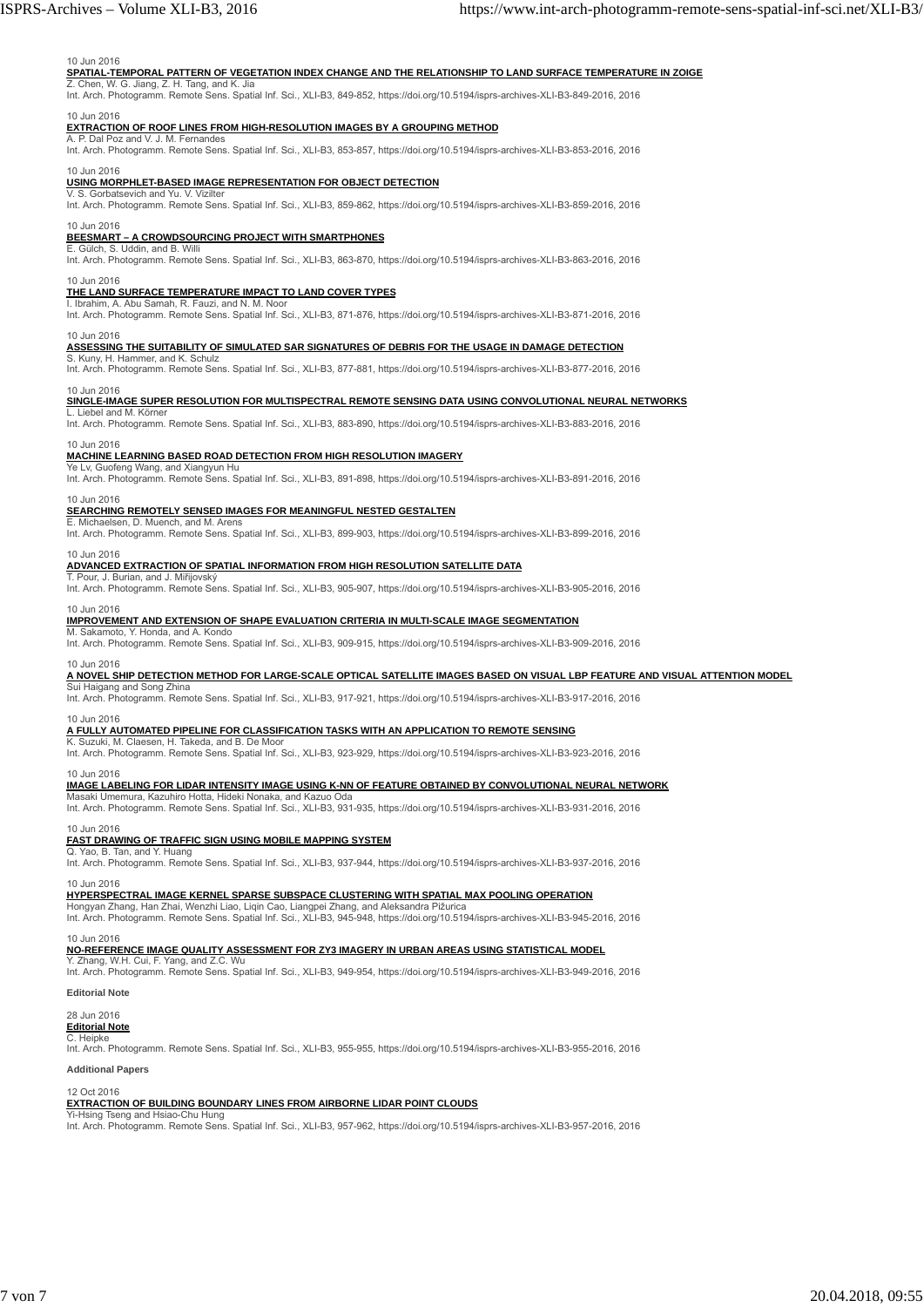10 Jun 2016

**SPATIAL-TEMPORAL PATTERN OF VEGETATION INDEX CHANGE AND THE RELATIONSHIP TO LAND SURFACE TEMPERATURE IN ZOIGE**

Z. Chen, W. G. Jiang, Z. H. Tang, and K. Jia

Int. Arch. Photogramm. Remote Sens. Spatial Inf. Sci., XLI-B3, 849-852, https://doi.org/10.5194/isprs-archives-XLI-B3-849-2016, 2016

10 Jun 2016

**EXTRACTION OF ROOF LINES FROM HIGH-RESOLUTION IMAGES BY A GROUPING METHOD**

A. P. Dal Poz and V. J. M. Fernandes

Int. Arch. Photogramm. Remote Sens. Spatial Inf. Sci., XLI-B3, 853-857, https://doi.org/10.5194/isprs-archives-XLI-B3-853-2016, 2016

10 Jun 2016

**USING MORPHLET-BASED IMAGE REPRESENTATION FOR OBJECT DETECTION**

V. S. Gorbatsevich and Yu. V. Vizilter

Int. Arch. Photogramm. Remote Sens. Spatial Inf. Sci., XLI-B3, 859-862, https://doi.org/10.5194/isprs-archives-XLI-B3-859-2016, 2016

10 Jun 2016

**BEESMART – A CROWDSOURCING PROJECT WITH SMARTPHONES**

E. Gülch, S. Uddin, and B. Willi

Int. Arch. Photogramm. Remote Sens. Spatial Inf. Sci., XLI-B3, 863-870, https://doi.org/10.5194/isprs-archives-XLI-B3-863-2016, 2016

10 Jun 2016

**THE LAND SURFACE TEMPERATURE IMPACT TO LAND COVER TYPES**

I. Ibrahim, A. Abu Samah, R. Fauzi, and N. M. Noor

Int. Arch. Photogramm. Remote Sens. Spatial Inf. Sci., XLI-B3, 871-876, https://doi.org/10.5194/isprs-archives-XLI-B3-871-2016, 2016

10 Jun 2016

**ASSESSING THE SUITABILITY OF SIMULATED SAR SIGNATURES OF DEBRIS FOR THE USAGE IN DAMAGE DETECTION**

S. Kuny, H. Hammer, and K. Schulz

Int. Arch. Photogramm. Remote Sens. Spatial Inf. Sci., XLI-B3, 877-881, https://doi.org/10.5194/isprs-archives-XLI-B3-877-2016, 2016

10 Jun 2016

**SINGLE-IMAGE SUPER RESOLUTION FOR MULTISPECTRAL REMOTE SENSING DATA USING CONVOLUTIONAL NEURAL NETWORKS**

L. Liebel and M. Körner

Int. Arch. Photogramm. Remote Sens. Spatial Inf. Sci., XLI-B3, 883-890, https://doi.org/10.5194/isprs-archives-XLI-B3-883-2016, 2016

10 Jun 2016

**MACHINE LEARNING BASED ROAD DETECTION FROM HIGH RESOLUTION IMAGERY**

Ye Lv, Guofeng Wang, and Xiangyun Hu

Int. Arch. Photogramm. Remote Sens. Spatial Inf. Sci., XLI-B3, 891-898, https://doi.org/10.5194/isprs-archives-XLI-B3-891-2016, 2016

10 Jun 2016

**SEARCHING REMOTELY SENSED IMAGES FOR MEANINGFUL NESTED GESTALTEN**

E. Michaelsen, D. Muench, and M. Arens

Int. Arch. Photogramm. Remote Sens. Spatial Inf. Sci., XLI-B3, 899-903, https://doi.org/10.5194/isprs-archives-XLI-B3-899-2016, 2016

10 Jun 2016

**ADVANCED EXTRACTION OF SPATIAL INFORMATION FROM HIGH RESOLUTION SATELLITE DATA**

T. Pour, J. Burian, and J. Miřijovský

Int. Arch. Photogramm. Remote Sens. Spatial Inf. Sci., XLI-B3, 905-907, https://doi.org/10.5194/isprs-archives-XLI-B3-905-2016, 2016

10 Jun 2016

**IMPROVEMENT AND EXTENSION OF SHAPE EVALUATION CRITERIA IN MULTI-SCALE IMAGE SEGMENTATION**

M. Sakamoto, Y. Honda, and A. Kondo

Int. Arch. Photogramm. Remote Sens. Spatial Inf. Sci., XLI-B3, 909-915, https://doi.org/10.5194/isprs-archives-XLI-B3-909-2016, 2016

10 Jun 2016

**A NOVEL SHIP DETECTION METHOD FOR LARGE-SCALE OPTICAL SATELLITE IMAGES BASED ON VISUAL LBP FEATURE AND VISUAL ATTENTION MODEL**

Sui Haigang and Song Zhina

Int. Arch. Photogramm. Remote Sens. Spatial Inf. Sci., XLI-B3, 917-921, https://doi.org/10.5194/isprs-archives-XLI-B3-917-2016, 2016

10 Jun 2016

**A FULLY AUTOMATED PIPELINE FOR CLASSIFICATION TASKS WITH AN APPLICATION TO REMOTE SENSING**

K. Suzuki, M. Claesen, H. Takeda, and B. De Moor

Int. Arch. Photogramm. Remote Sens. Spatial Inf. Sci., XLI-B3, 923-929, https://doi.org/10.5194/isprs-archives-XLI-B3-923-2016, 2016

10 Jun 2016

**IMAGE LABELING FOR LIDAR INTENSITY IMAGE USING K-NN OF FEATURE OBTAINED BY CONVOLUTIONAL NEURAL NETWORK**

Masaki Umemura, Kazuhiro Hotta, Hideki Nonaka, and Kazuo Oda

Int. Arch. Photogramm. Remote Sens. Spatial Inf. Sci., XLI-B3, 931-935, https://doi.org/10.5194/isprs-archives-XLI-B3-931-2016, 2016

10 Jun 2016

**FAST DRAWING OF TRAFFIC SIGN USING MOBILE MAPPING SYSTEM**

Q. Yao, B. Tan, and Y. Huang

Int. Arch. Photogramm. Remote Sens. Spatial Inf. Sci., XLI-B3, 937-944, https://doi.org/10.5194/isprs-archives-XLI-B3-937-2016, 2016

10 Jun 2016

**HYPERSPECTRAL IMAGE KERNEL SPARSE SUBSPACE CLUSTERING WITH SPATIAL MAX POOLING OPERATION**

Hongyan Zhang, Han Zhai, Wenzhi Liao, Liqin Cao, Liangpei Zhang, and Aleksandra Pižurica

Int. Arch. Photogramm. Remote Sens. Spatial Inf. Sci., XLI-B3, 945-948, https://doi.org/10.5194/isprs-archives-XLI-B3-945-2016, 2016

10 Jun 2016

**NO-REFERENCE IMAGE QUALITY ASSESSMENT FOR ZY3 IMAGERY IN URBAN AREAS USING STATISTICAL MODEL**

Y. Zhang, W.H. Cui, F. Yang, and Z.C. Wu

Int. Arch. Photogramm. Remote Sens. Spatial Inf. Sci., XLI-B3, 949-954, https://doi.org/10.5194/isprs-archives-XLI-B3-949-2016, 2016

## Editorial Note

28 Jun 2016

**Editorial Note**

C. Heipke

Int. Arch. Photogramm. Remote Sens. Spatial Inf. Sci., XLI-B3, 955-955, https://doi.org/10.5194/isprs-archives-XLI-B3-955-2016, 2016

## Additional Papers

12 Oct 2016

**EXTRACTION OF BUILDING BOUNDARY LINES FROM AIRBORNE LIDAR POINT CLOUDS**

Yi-Hsing Tseng and Hsiao-Chu Hung

Int. Arch. Photogramm. Remote Sens. Spatial Inf. Sci., XLI-B3, 957-962, https://doi.org/10.5194/isprs-archives-XLI-B3-957-2016, 2016